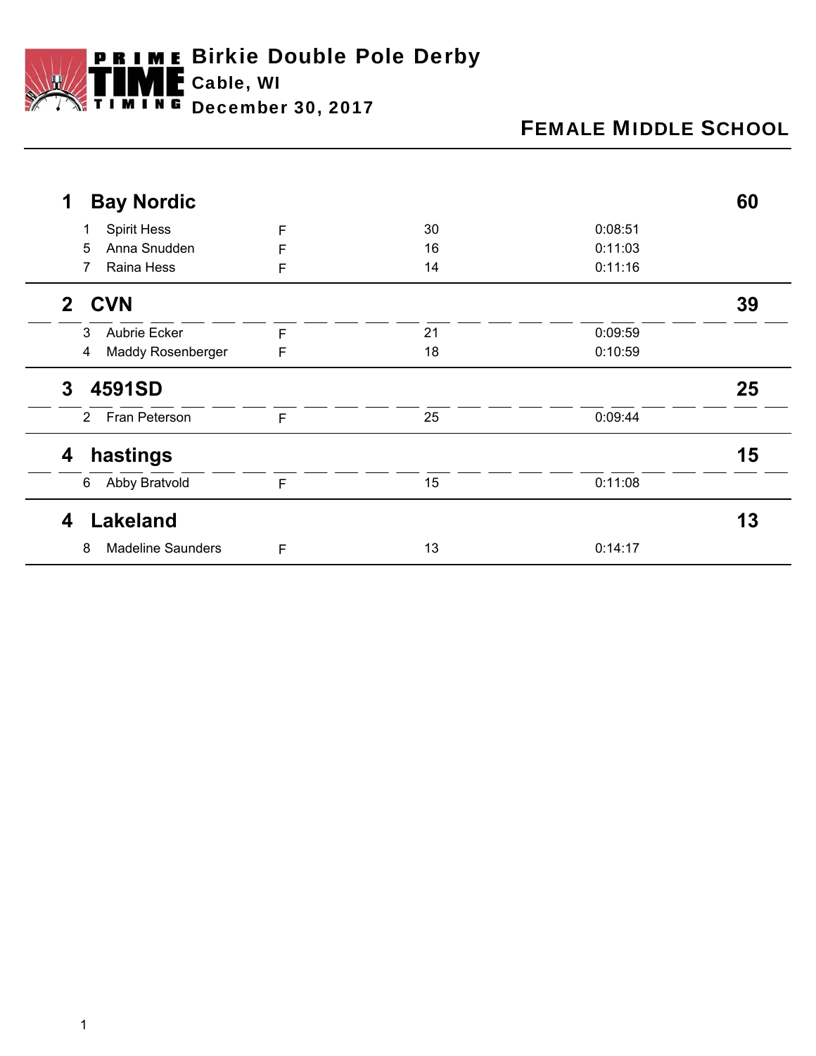# Birkie Double Pole Derby

**Cable, WI**

**December 30, 2017**

## FEMALE MIDDLE SCHOOL

### 1 Bay Nordic — 60

| Place | Name | Gender | Points | Time |
|---|---|---|---|---|
| 1 | Spirit Hess | F | 30 | 0:08:51 |
| 5 | Anna Snudden | F | 16 | 0:11:03 |
| 7 | Raina Hess | F | 14 | 0:11:16 |

### 2 CVN — 39

| Place | Name | Gender | Points | Time |
|---|---|---|---|---|
| 3 | Aubrie Ecker | F | 21 | 0:09:59 |
| 4 | Maddy Rosenberger | F | 18 | 0:10:59 |

### 3 4591SD — 25

| Place | Name | Gender | Points | Time |
|---|---|---|---|---|
| 2 | Fran Peterson | F | 25 | 0:09:44 |

### 4 hastings — 15

| Place | Name | Gender | Points | Time |
|---|---|---|---|---|
| 6 | Abby Bratvold | F | 15 | 0:11:08 |

### 4 Lakeland — 13

| Place | Name | Gender | Points | Time |
|---|---|---|---|---|
| 8 | Madeline Saunders | F | 13 | 0:14:17 |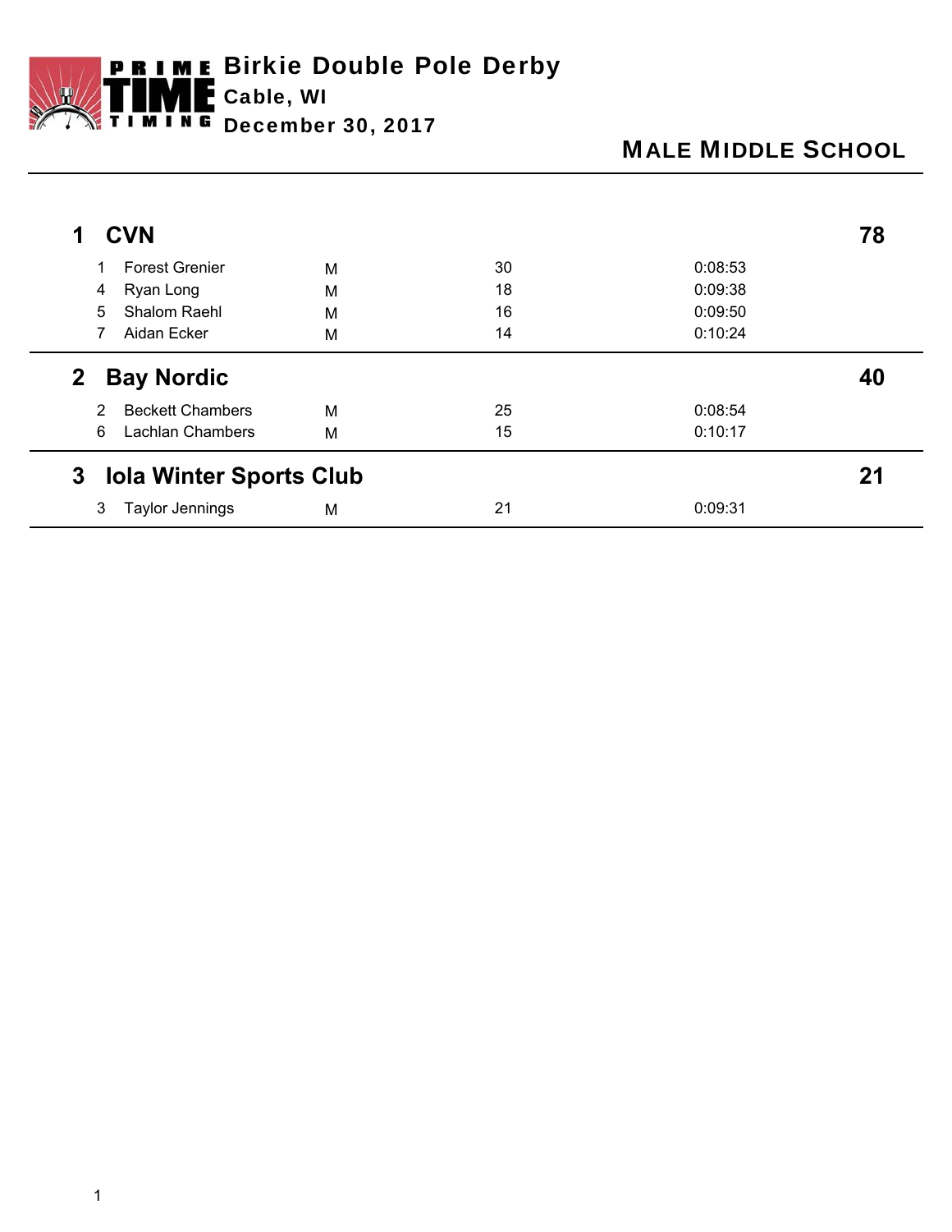# Birkie Double Pole Derby

**Cable, WI**

**December 30, 2017**

## MALE MIDDLE SCHOOL

### 1 CVN — 78

| Place | Name | Gender | Points | Time |
|---|---|---|---|---|
| 1 | Forest Grenier | M | 30 | 0:08:53 |
| 4 | Ryan Long | M | 18 | 0:09:38 |
| 5 | Shalom Raehl | M | 16 | 0:09:50 |
| 7 | Aidan Ecker | M | 14 | 0:10:24 |

### 2 Bay Nordic — 40

| Place | Name | Gender | Points | Time |
|---|---|---|---|---|
| 2 | Beckett Chambers | M | 25 | 0:08:54 |
| 6 | Lachlan Chambers | M | 15 | 0:10:17 |

### 3 Iola Winter Sports Club — 21

| Place | Name | Gender | Points | Time |
|---|---|---|---|---|
| 3 | Taylor Jennings | M | 21 | 0:09:31 |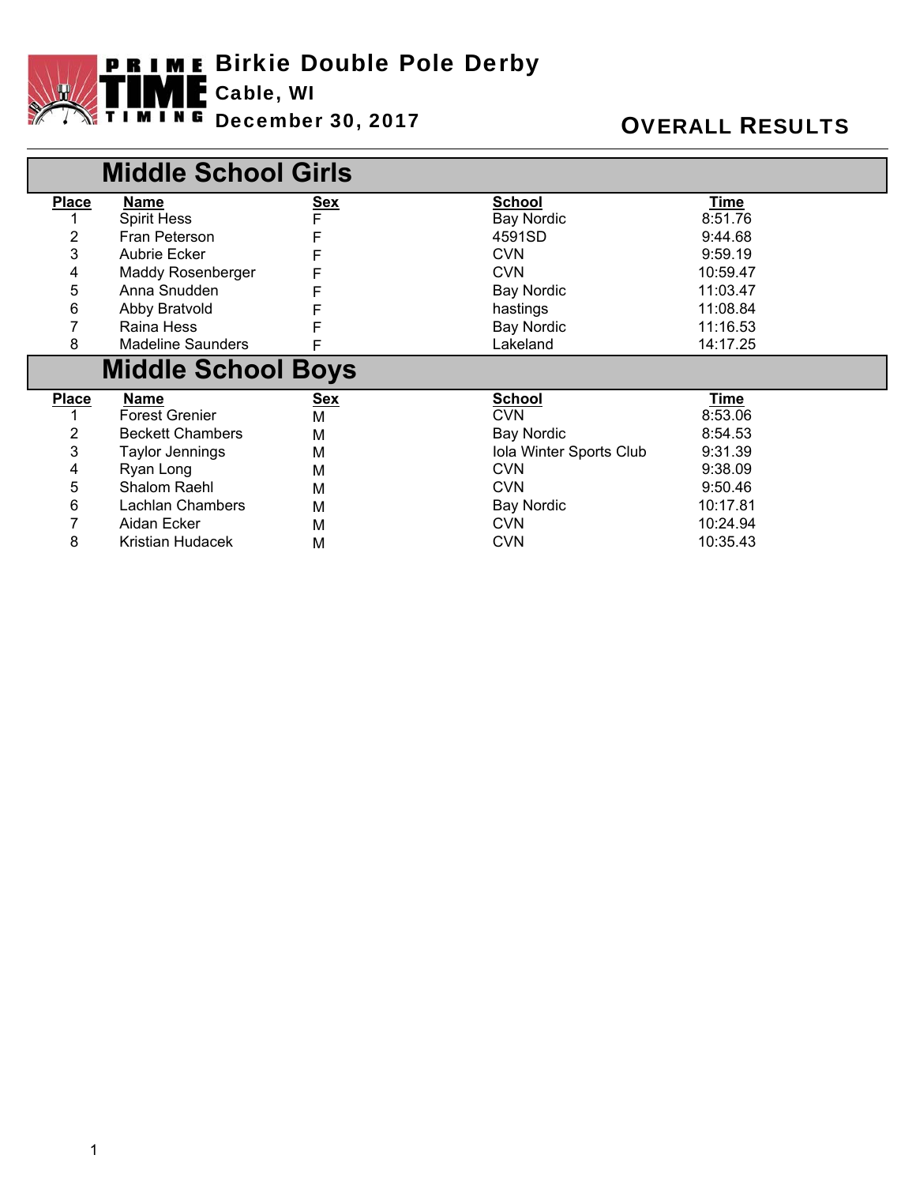# Birkie Double Pole Derby

**Cable, WI**

**December 30, 2017**

**OVERALL RESULTS**

## Middle School Girls

| Place | Name | Sex | School | Time |
|---|---|---|---|---|
| 1 | Spirit Hess | F | Bay Nordic | 8:51.76 |
| 2 | Fran Peterson | F | 4591SD | 9:44.68 |
| 3 | Aubrie Ecker | F | CVN | 9:59.19 |
| 4 | Maddy Rosenberger | F | CVN | 10:59.47 |
| 5 | Anna Snudden | F | Bay Nordic | 11:03.47 |
| 6 | Abby Bratvold | F | hastings | 11:08.84 |
| 7 | Raina Hess | F | Bay Nordic | 11:16.53 |
| 8 | Madeline Saunders | F | Lakeland | 14:17.25 |

## Middle School Boys

| Place | Name | Sex | School | Time |
|---|---|---|---|---|
| 1 | Forest Grenier | M | CVN | 8:53.06 |
| 2 | Beckett Chambers | M | Bay Nordic | 8:54.53 |
| 3 | Taylor Jennings | M | Iola Winter Sports Club | 9:31.39 |
| 4 | Ryan Long | M | CVN | 9:38.09 |
| 5 | Shalom Raehl | M | CVN | 9:50.46 |
| 6 | Lachlan Chambers | M | Bay Nordic | 10:17.81 |
| 7 | Aidan Ecker | M | CVN | 10:24.94 |
| 8 | Kristian Hudacek | M | CVN | 10:35.43 |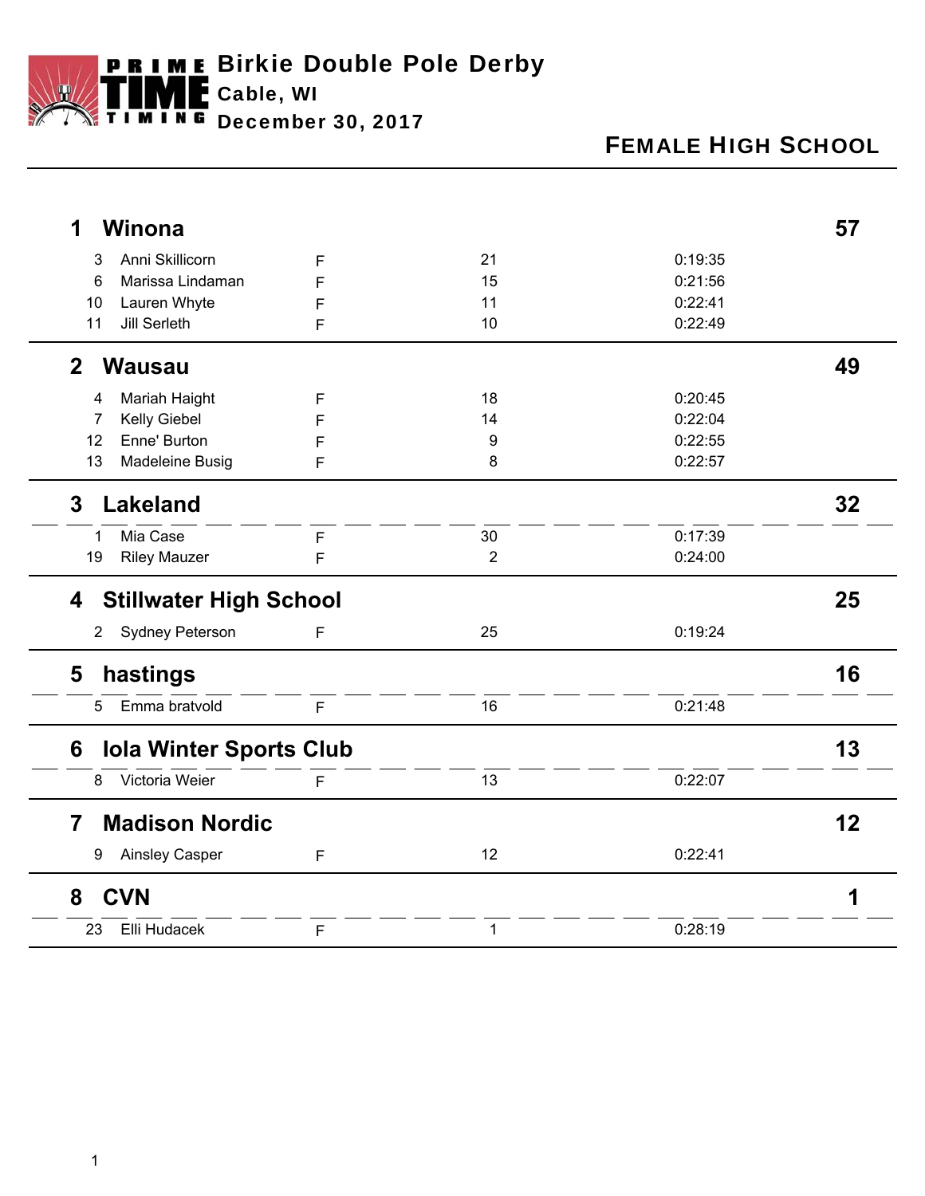# Birkie Double Pole Derby

**Cable, WI**

**December 30, 2017**

## FEMALE HIGH SCHOOL

| Place | Team / Name | Gender | Points | Time | Team Total |
|---|---|---|---|---|---|
| **1** | **Winona** | | | | **57** |
| 3 | Anni Skillicorn | F | 21 | 0:19:35 | |
| 6 | Marissa Lindaman | F | 15 | 0:21:56 | |
| 10 | Lauren Whyte | F | 11 | 0:22:41 | |
| 11 | Jill Serleth | F | 10 | 0:22:49 | |
| **2** | **Wausau** | | | | **49** |
| 4 | Mariah Haight | F | 18 | 0:20:45 | |
| 7 | Kelly Giebel | F | 14 | 0:22:04 | |
| 12 | Enne' Burton | F | 9 | 0:22:55 | |
| 13 | Madeleine Busig | F | 8 | 0:22:57 | |
| **3** | **Lakeland** | | | | **32** |
| 1 | Mia Case | F | 30 | 0:17:39 | |
| 19 | Riley Mauzer | F | 2 | 0:24:00 | |
| **4** | **Stillwater High School** | | | | **25** |
| 2 | Sydney Peterson | F | 25 | 0:19:24 | |
| **5** | **hastings** | | | | **16** |
| 5 | Emma bratvold | F | 16 | 0:21:48 | |
| **6** | **Iola Winter Sports Club** | | | | **13** |
| 8 | Victoria Weier | F | 13 | 0:22:07 | |
| **7** | **Madison Nordic** | | | | **12** |
| 9 | Ainsley Casper | F | 12 | 0:22:41 | |
| **8** | **CVN** | | | | **1** |
| 23 | Elli Hudacek | F | 1 | 0:28:19 | |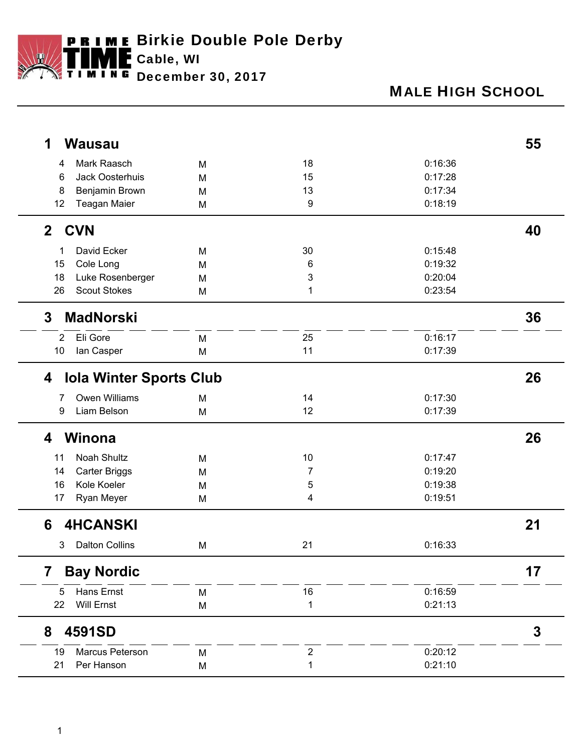# Birkie Double Pole Derby

**Cable, WI**

**December 30, 2017**

## MALE HIGH SCHOOL

### 1 Wausau — 55

| Place | Name | Gender | Points | Time |
|---|---|---|---|---|
| 4 | Mark Raasch | M | 18 | 0:16:36 |
| 6 | Jack Oosterhuis | M | 15 | 0:17:28 |
| 8 | Benjamin Brown | M | 13 | 0:17:34 |
| 12 | Teagan Maier | M | 9 | 0:18:19 |

### 2 CVN — 40

| Place | Name | Gender | Points | Time |
|---|---|---|---|---|
| 1 | David Ecker | M | 30 | 0:15:48 |
| 15 | Cole Long | M | 6 | 0:19:32 |
| 18 | Luke Rosenberger | M | 3 | 0:20:04 |
| 26 | Scout Stokes | M | 1 | 0:23:54 |

### 3 MadNorski — 36

| Place | Name | Gender | Points | Time |
|---|---|---|---|---|
| 2 | Eli Gore | M | 25 | 0:16:17 |
| 10 | Ian Casper | M | 11 | 0:17:39 |

### 4 Iola Winter Sports Club — 26

| Place | Name | Gender | Points | Time |
|---|---|---|---|---|
| 7 | Owen Williams | M | 14 | 0:17:30 |
| 9 | Liam Belson | M | 12 | 0:17:39 |

### 4 Winona — 26

| Place | Name | Gender | Points | Time |
|---|---|---|---|---|
| 11 | Noah Shultz | M | 10 | 0:17:47 |
| 14 | Carter Briggs | M | 7 | 0:19:20 |
| 16 | Kole Koeler | M | 5 | 0:19:38 |
| 17 | Ryan Meyer | M | 4 | 0:19:51 |

### 6 4HCANSKI — 21

| Place | Name | Gender | Points | Time |
|---|---|---|---|---|
| 3 | Dalton Collins | M | 21 | 0:16:33 |

### 7 Bay Nordic — 17

| Place | Name | Gender | Points | Time |
|---|---|---|---|---|
| 5 | Hans Ernst | M | 16 | 0:16:59 |
| 22 | Will Ernst | M | 1 | 0:21:13 |

### 8 4591SD — 3

| Place | Name | Gender | Points | Time |
|---|---|---|---|---|
| 19 | Marcus Peterson | M | 2 | 0:20:12 |
| 21 | Per Hanson | M | 1 | 0:21:10 |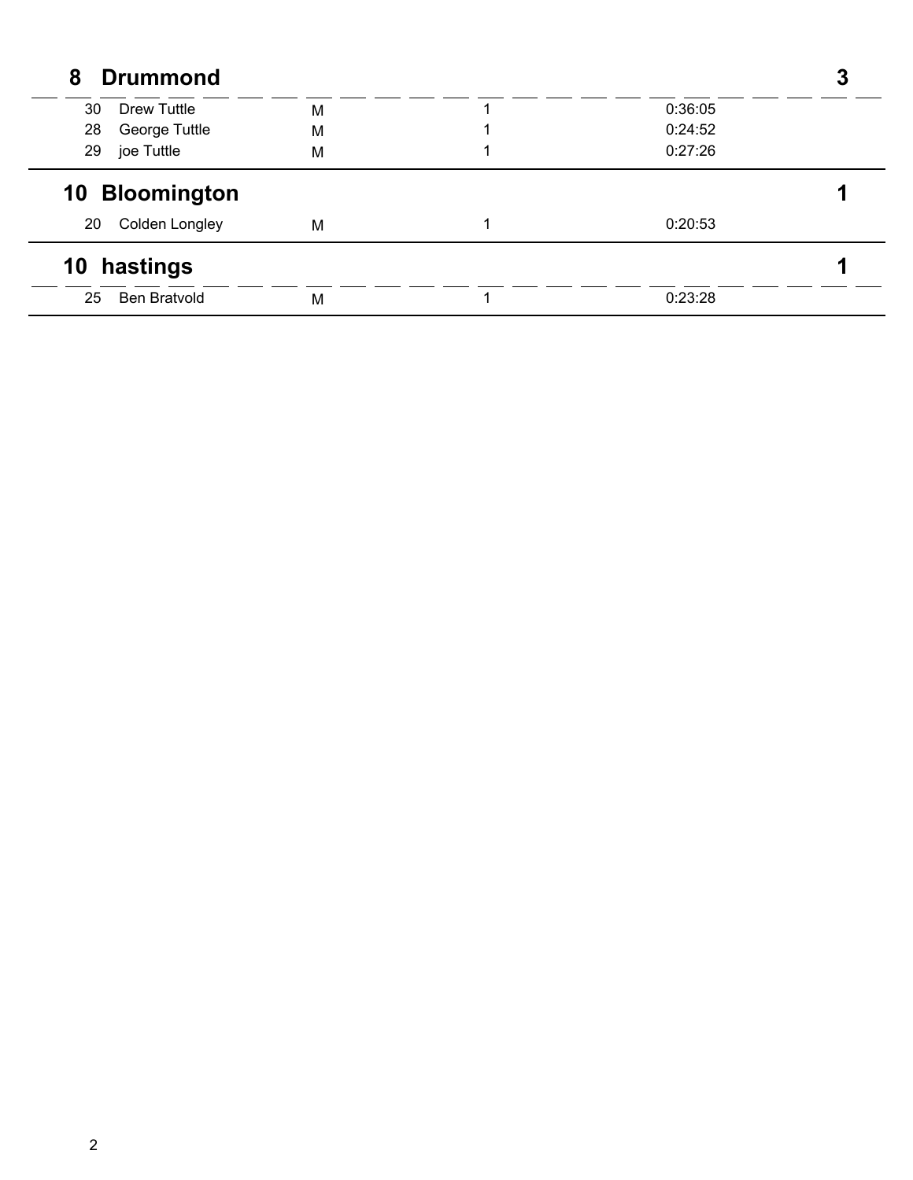## 8 Drummond 3

| | | | | |
|---|---|---|---|---|
| 30 | Drew Tuttle | M | 1 | 0:36:05 |
| 28 | George Tuttle | M | 1 | 0:24:52 |
| 29 | joe Tuttle | M | 1 | 0:27:26 |

## 10 Bloomington 1

| | | | | |
|---|---|---|---|---|
| 20 | Colden Longley | M | 1 | 0:20:53 |

## 10 hastings 1

| | | | | |
|---|---|---|---|---|
| 25 | Ben Bratvold | M | 1 | 0:23:28 |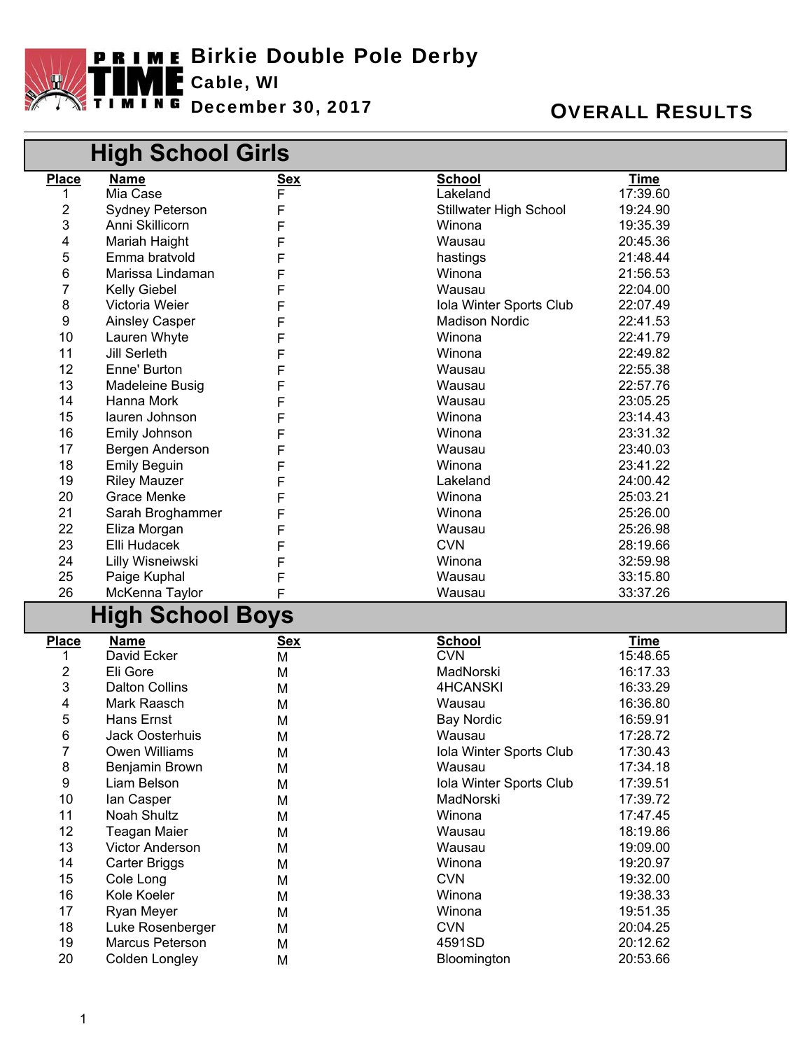# Birkie Double Pole Derby

**Cable, WI**

**December 30, 2017**

**OVERALL RESULTS**

## High School Girls

| Place | Name | Sex | School | Time |
|---|---|---|---|---|
| 1 | Mia Case | F | Lakeland | 17:39.60 |
| 2 | Sydney Peterson | F | Stillwater High School | 19:24.90 |
| 3 | Anni Skillicorn | F | Winona | 19:35.39 |
| 4 | Mariah Haight | F | Wausau | 20:45.36 |
| 5 | Emma bratvold | F | hastings | 21:48.44 |
| 6 | Marissa Lindaman | F | Winona | 21:56.53 |
| 7 | Kelly Giebel | F | Wausau | 22:04.00 |
| 8 | Victoria Weier | F | Iola Winter Sports Club | 22:07.49 |
| 9 | Ainsley Casper | F | Madison Nordic | 22:41.53 |
| 10 | Lauren Whyte | F | Winona | 22:41.79 |
| 11 | Jill Serleth | F | Winona | 22:49.82 |
| 12 | Enne' Burton | F | Wausau | 22:55.38 |
| 13 | Madeleine Busig | F | Wausau | 22:57.76 |
| 14 | Hanna Mork | F | Wausau | 23:05.25 |
| 15 | lauren Johnson | F | Winona | 23:14.43 |
| 16 | Emily Johnson | F | Winona | 23:31.32 |
| 17 | Bergen Anderson | F | Wausau | 23:40.03 |
| 18 | Emily Beguin | F | Winona | 23:41.22 |
| 19 | Riley Mauzer | F | Lakeland | 24:00.42 |
| 20 | Grace Menke | F | Winona | 25:03.21 |
| 21 | Sarah Broghammer | F | Winona | 25:26.00 |
| 22 | Eliza Morgan | F | Wausau | 25:26.98 |
| 23 | Elli Hudacek | F | CVN | 28:19.66 |
| 24 | Lilly Wisneiwski | F | Winona | 32:59.98 |
| 25 | Paige Kuphal | F | Wausau | 33:15.80 |
| 26 | McKenna Taylor | F | Wausau | 33:37.26 |

## High School Boys

| Place | Name | Sex | School | Time |
|---|---|---|---|---|
| 1 | David Ecker | M | CVN | 15:48.65 |
| 2 | Eli Gore | M | MadNorski | 16:17.33 |
| 3 | Dalton Collins | M | 4HCANSKI | 16:33.29 |
| 4 | Mark Raasch | M | Wausau | 16:36.80 |
| 5 | Hans Ernst | M | Bay Nordic | 16:59.91 |
| 6 | Jack Oosterhuis | M | Wausau | 17:28.72 |
| 7 | Owen Williams | M | Iola Winter Sports Club | 17:30.43 |
| 8 | Benjamin Brown | M | Wausau | 17:34.18 |
| 9 | Liam Belson | M | Iola Winter Sports Club | 17:39.51 |
| 10 | Ian Casper | M | MadNorski | 17:39.72 |
| 11 | Noah Shultz | M | Winona | 17:47.45 |
| 12 | Teagan Maier | M | Wausau | 18:19.86 |
| 13 | Victor Anderson | M | Wausau | 19:09.00 |
| 14 | Carter Briggs | M | Winona | 19:20.97 |
| 15 | Cole Long | M | CVN | 19:32.00 |
| 16 | Kole Koeler | M | Winona | 19:38.33 |
| 17 | Ryan Meyer | M | Winona | 19:51.35 |
| 18 | Luke Rosenberger | M | CVN | 20:04.25 |
| 19 | Marcus Peterson | M | 4591SD | 20:12.62 |
| 20 | Colden Longley | M | Bloomington | 20:53.66 |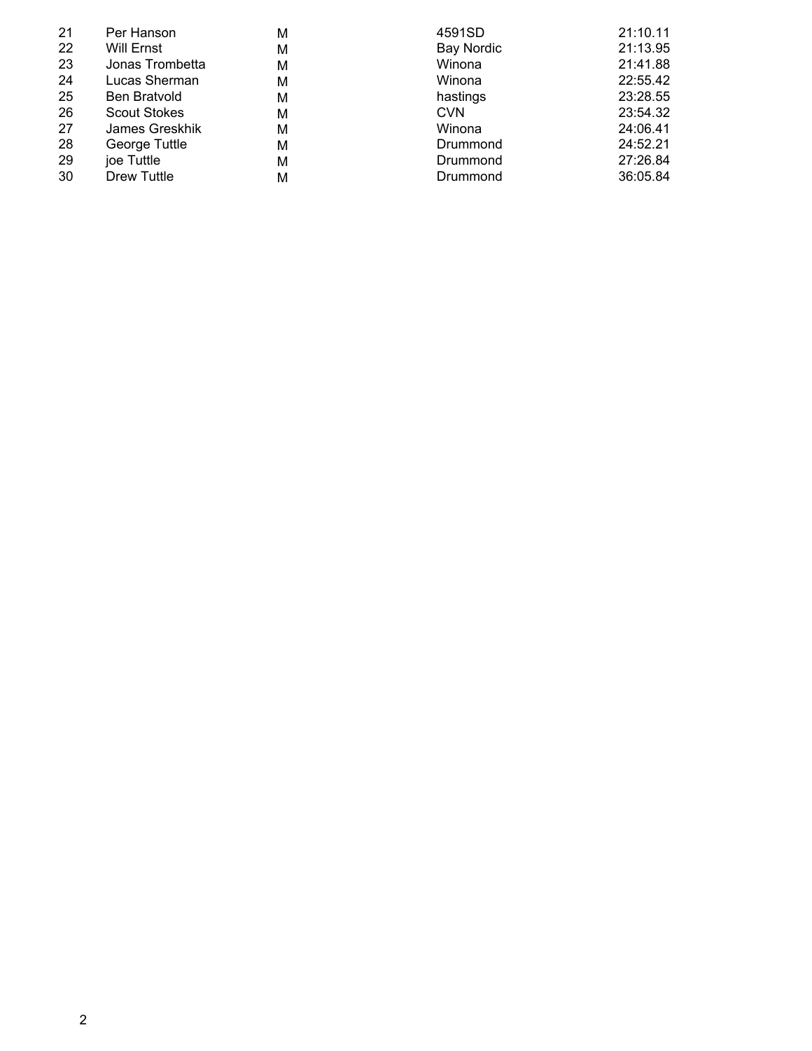| | | | | |
|---|---|---|---|---|
| 21 | Per Hanson | M | 4591SD | 21:10.11 |
| 22 | Will Ernst | M | Bay Nordic | 21:13.95 |
| 23 | Jonas Trombetta | M | Winona | 21:41.88 |
| 24 | Lucas Sherman | M | Winona | 22:55.42 |
| 25 | Ben Bratvold | M | hastings | 23:28.55 |
| 26 | Scout Stokes | M | CVN | 23:54.32 |
| 27 | James Greskhik | M | Winona | 24:06.41 |
| 28 | George Tuttle | M | Drummond | 24:52.21 |
| 29 | joe Tuttle | M | Drummond | 27:26.84 |
| 30 | Drew Tuttle | M | Drummond | 36:05.84 |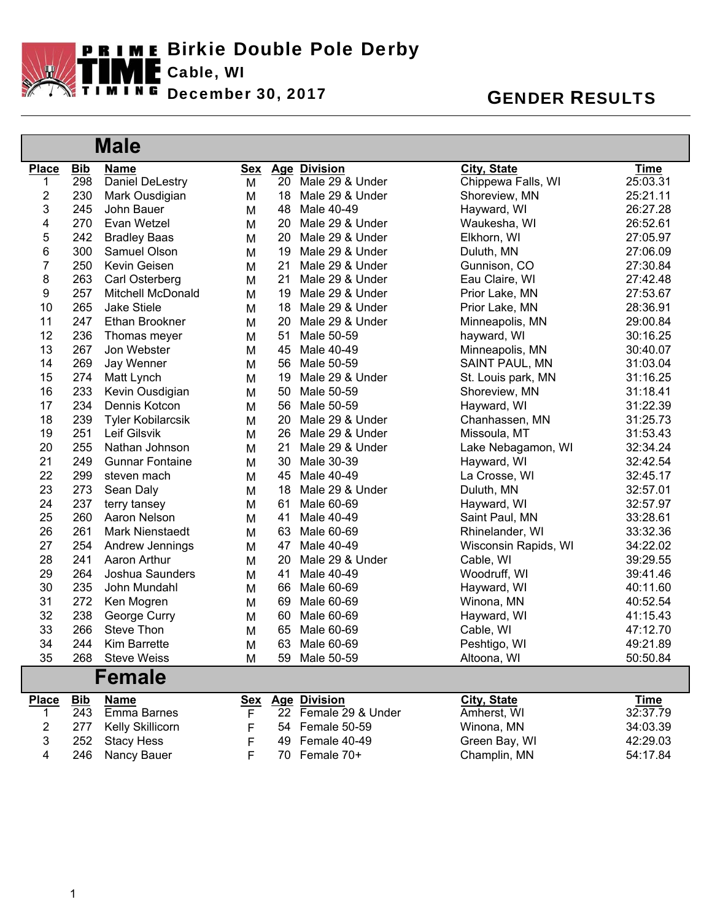# Birkie Double Pole Derby

**Cable, WI**

**December 30, 2017**

## GENDER RESULTS

## Male

| Place | Bib | Name | Sex | Age | Division | City, State | Time |
|---|---|---|---|---|---|---|---|
| 1 | 298 | Daniel DeLestry | M | 20 | Male 29 & Under | Chippewa Falls, WI | 25:03.31 |
| 2 | 230 | Mark Ousdigian | M | 18 | Male 29 & Under | Shoreview, MN | 25:21.11 |
| 3 | 245 | John Bauer | M | 48 | Male 40-49 | Hayward, WI | 26:27.28 |
| 4 | 270 | Evan Wetzel | M | 20 | Male 29 & Under | Waukesha, WI | 26:52.61 |
| 5 | 242 | Bradley Baas | M | 20 | Male 29 & Under | Elkhorn, WI | 27:05.97 |
| 6 | 300 | Samuel Olson | M | 19 | Male 29 & Under | Duluth, MN | 27:06.09 |
| 7 | 250 | Kevin Geisen | M | 21 | Male 29 & Under | Gunnison, CO | 27:30.84 |
| 8 | 263 | Carl Osterberg | M | 21 | Male 29 & Under | Eau Claire, WI | 27:42.48 |
| 9 | 257 | Mitchell McDonald | M | 19 | Male 29 & Under | Prior Lake, MN | 27:53.67 |
| 10 | 265 | Jake Stiele | M | 18 | Male 29 & Under | Prior Lake, MN | 28:36.91 |
| 11 | 247 | Ethan Brookner | M | 20 | Male 29 & Under | Minneapolis, MN | 29:00.84 |
| 12 | 236 | Thomas meyer | M | 51 | Male 50-59 | hayward, WI | 30:16.25 |
| 13 | 267 | Jon Webster | M | 45 | Male 40-49 | Minneapolis, MN | 30:40.07 |
| 14 | 269 | Jay Wenner | M | 56 | Male 50-59 | SAINT PAUL, MN | 31:03.04 |
| 15 | 274 | Matt Lynch | M | 19 | Male 29 & Under | St. Louis park, MN | 31:16.25 |
| 16 | 233 | Kevin Ousdigian | M | 50 | Male 50-59 | Shoreview, MN | 31:18.41 |
| 17 | 234 | Dennis Kotcon | M | 56 | Male 50-59 | Hayward, WI | 31:22.39 |
| 18 | 239 | Tyler Kobilarcsik | M | 20 | Male 29 & Under | Chanhassen, MN | 31:25.73 |
| 19 | 251 | Leif Gilsvik | M | 26 | Male 29 & Under | Missoula, MT | 31:53.43 |
| 20 | 255 | Nathan Johnson | M | 21 | Male 29 & Under | Lake Nebagamon, WI | 32:34.24 |
| 21 | 249 | Gunnar Fontaine | M | 30 | Male 30-39 | Hayward, WI | 32:42.54 |
| 22 | 299 | steven mach | M | 45 | Male 40-49 | La Crosse, WI | 32:45.17 |
| 23 | 273 | Sean Daly | M | 18 | Male 29 & Under | Duluth, MN | 32:57.01 |
| 24 | 237 | terry tansey | M | 61 | Male 60-69 | Hayward, WI | 32:57.97 |
| 25 | 260 | Aaron Nelson | M | 41 | Male 40-49 | Saint Paul, MN | 33:28.61 |
| 26 | 261 | Mark Nienstaedt | M | 63 | Male 60-69 | Rhinelander, WI | 33:32.36 |
| 27 | 254 | Andrew Jennings | M | 47 | Male 40-49 | Wisconsin Rapids, WI | 34:22.02 |
| 28 | 241 | Aaron Arthur | M | 20 | Male 29 & Under | Cable, WI | 39:29.55 |
| 29 | 264 | Joshua Saunders | M | 41 | Male 40-49 | Woodruff, WI | 39:41.46 |
| 30 | 235 | John Mundahl | M | 66 | Male 60-69 | Hayward, WI | 40:11.60 |
| 31 | 272 | Ken Mogren | M | 69 | Male 60-69 | Winona, MN | 40:52.54 |
| 32 | 238 | George Curry | M | 60 | Male 60-69 | Hayward, WI | 41:15.43 |
| 33 | 266 | Steve Thon | M | 65 | Male 60-69 | Cable, WI | 47:12.70 |
| 34 | 244 | Kim Barrette | M | 63 | Male 60-69 | Peshtigo, WI | 49:21.89 |
| 35 | 268 | Steve Weiss | M | 59 | Male 50-59 | Altoona, WI | 50:50.84 |

## Female

| Place | Bib | Name | Sex | Age | Division | City, State | Time |
|---|---|---|---|---|---|---|---|
| 1 | 243 | Emma Barnes | F | 22 | Female 29 & Under | Amherst, WI | 32:37.79 |
| 2 | 277 | Kelly Skillicorn | F | 54 | Female 50-59 | Winona, MN | 34:03.39 |
| 3 | 252 | Stacy Hess | F | 49 | Female 40-49 | Green Bay, WI | 42:29.03 |
| 4 | 246 | Nancy Bauer | F | 70 | Female 70+ | Champlin, MN | 54:17.84 |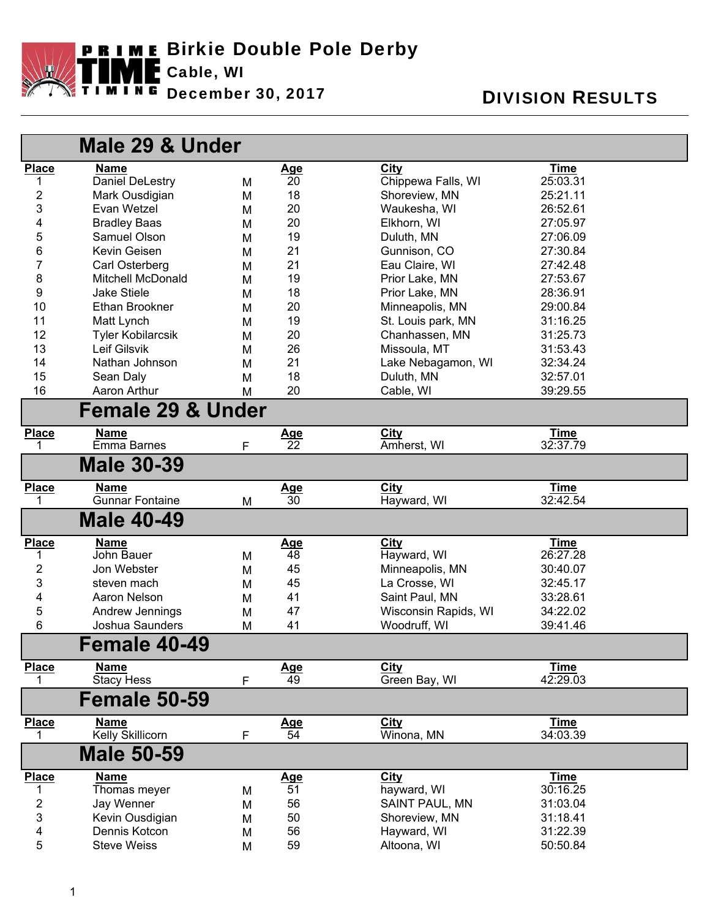# Birkie Double Pole Derby

**Cable, WI**

**December 30, 2017**

**DIVISION RESULTS**

## Male 29 & Under

| Place | Name | | Age | City | Time |
|---|---|---|---|---|---|
| 1 | Daniel DeLestry | M | 20 | Chippewa Falls, WI | 25:03.31 |
| 2 | Mark Ousdigian | M | 18 | Shoreview, MN | 25:21.11 |
| 3 | Evan Wetzel | M | 20 | Waukesha, WI | 26:52.61 |
| 4 | Bradley Baas | M | 20 | Elkhorn, WI | 27:05.97 |
| 5 | Samuel Olson | M | 19 | Duluth, MN | 27:06.09 |
| 6 | Kevin Geisen | M | 21 | Gunnison, CO | 27:30.84 |
| 7 | Carl Osterberg | M | 21 | Eau Claire, WI | 27:42.48 |
| 8 | Mitchell McDonald | M | 19 | Prior Lake, MN | 27:53.67 |
| 9 | Jake Stiele | M | 18 | Prior Lake, MN | 28:36.91 |
| 10 | Ethan Brookner | M | 20 | Minneapolis, MN | 29:00.84 |
| 11 | Matt Lynch | M | 19 | St. Louis park, MN | 31:16.25 |
| 12 | Tyler Kobilarcsik | M | 20 | Chanhassen, MN | 31:25.73 |
| 13 | Leif Gilsvik | M | 26 | Missoula, MT | 31:53.43 |
| 14 | Nathan Johnson | M | 21 | Lake Nebagamon, WI | 32:34.24 |
| 15 | Sean Daly | M | 18 | Duluth, MN | 32:57.01 |
| 16 | Aaron Arthur | M | 20 | Cable, WI | 39:29.55 |

## Female 29 & Under

| Place | Name | | Age | City | Time |
|---|---|---|---|---|---|
| 1 | Emma Barnes | F | 22 | Amherst, WI | 32:37.79 |

## Male 30-39

| Place | Name | | Age | City | Time |
|---|---|---|---|---|---|
| 1 | Gunnar Fontaine | M | 30 | Hayward, WI | 32:42.54 |

## Male 40-49

| Place | Name | | Age | City | Time |
|---|---|---|---|---|---|
| 1 | John Bauer | M | 48 | Hayward, WI | 26:27.28 |
| 2 | Jon Webster | M | 45 | Minneapolis, MN | 30:40.07 |
| 3 | steven mach | M | 45 | La Crosse, WI | 32:45.17 |
| 4 | Aaron Nelson | M | 41 | Saint Paul, MN | 33:28.61 |
| 5 | Andrew Jennings | M | 47 | Wisconsin Rapids, WI | 34:22.02 |
| 6 | Joshua Saunders | M | 41 | Woodruff, WI | 39:41.46 |

## Female 40-49

| Place | Name | | Age | City | Time |
|---|---|---|---|---|---|
| 1 | Stacy Hess | F | 49 | Green Bay, WI | 42:29.03 |

## Female 50-59

| Place | Name | | Age | City | Time |
|---|---|---|---|---|---|
| 1 | Kelly Skillicorn | F | 54 | Winona, MN | 34:03.39 |

## Male 50-59

| Place | Name | | Age | City | Time |
|---|---|---|---|---|---|
| 1 | Thomas meyer | M | 51 | hayward, WI | 30:16.25 |
| 2 | Jay Wenner | M | 56 | SAINT PAUL, MN | 31:03.04 |
| 3 | Kevin Ousdigian | M | 50 | Shoreview, MN | 31:18.41 |
| 4 | Dennis Kotcon | M | 56 | Hayward, WI | 31:22.39 |
| 5 | Steve Weiss | M | 59 | Altoona, WI | 50:50.84 |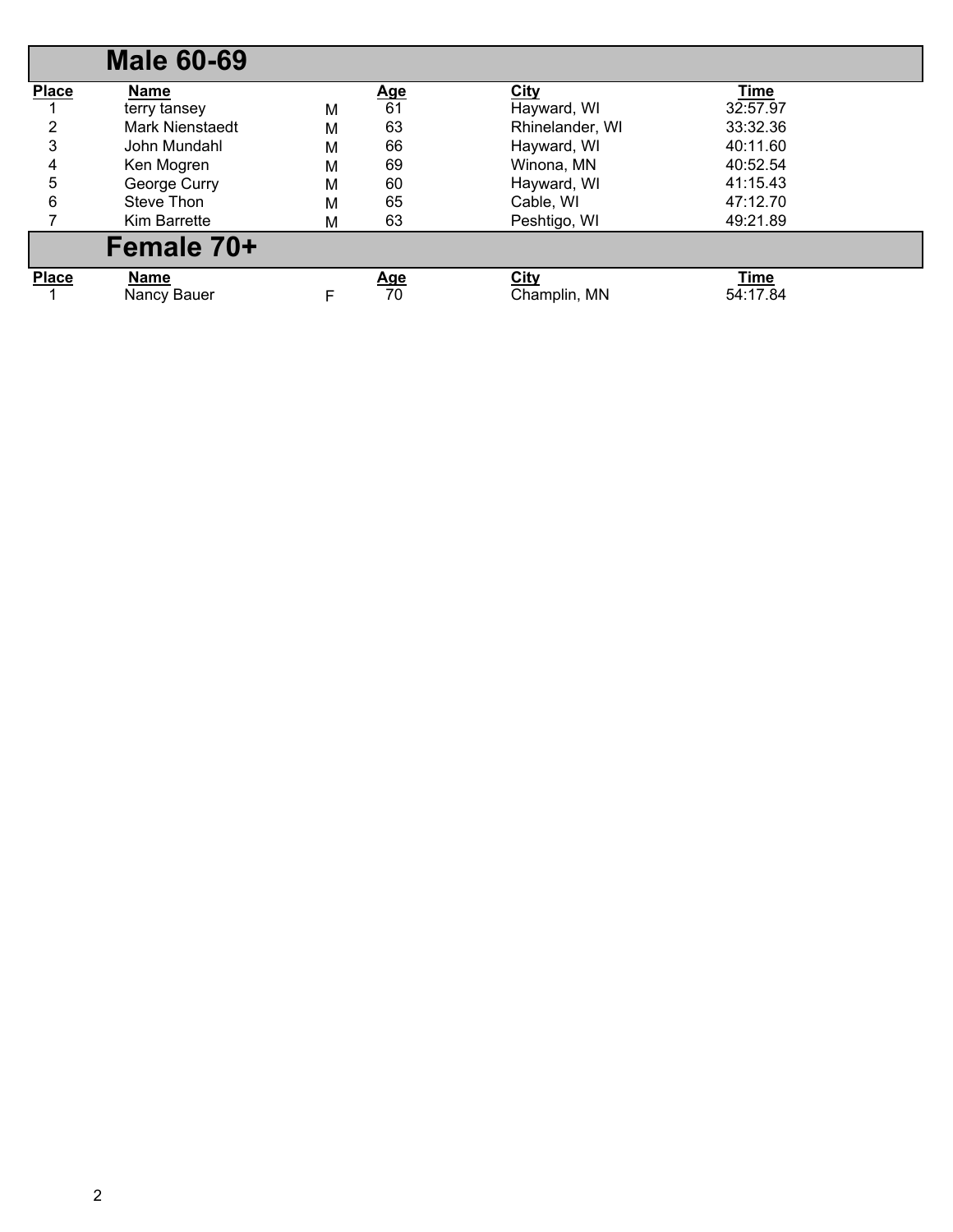## Male 60-69

| Place | Name | | Age | City | Time |
|---|---|---|---|---|---|
| 1 | terry tansey | M | 61 | Hayward, WI | 32:57.97 |
| 2 | Mark Nienstaedt | M | 63 | Rhinelander, WI | 33:32.36 |
| 3 | John Mundahl | M | 66 | Hayward, WI | 40:11.60 |
| 4 | Ken Mogren | M | 69 | Winona, MN | 40:52.54 |
| 5 | George Curry | M | 60 | Hayward, WI | 41:15.43 |
| 6 | Steve Thon | M | 65 | Cable, WI | 47:12.70 |
| 7 | Kim Barrette | M | 63 | Peshtigo, WI | 49:21.89 |

## Female 70+

| Place | Name | | Age | City | Time |
|---|---|---|---|---|---|
| 1 | Nancy Bauer | F | 70 | Champlin, MN | 54:17.84 |